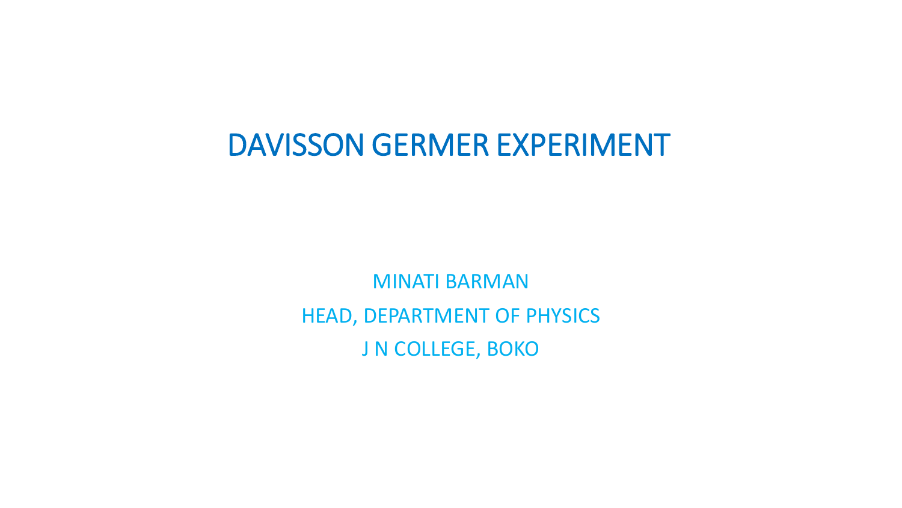# DAVISSON GERMER EXPERIMENT

MINATI BARMAN

HEAD, DEPARTMENT OF PHYSICS

J N COLLEGE, BOKO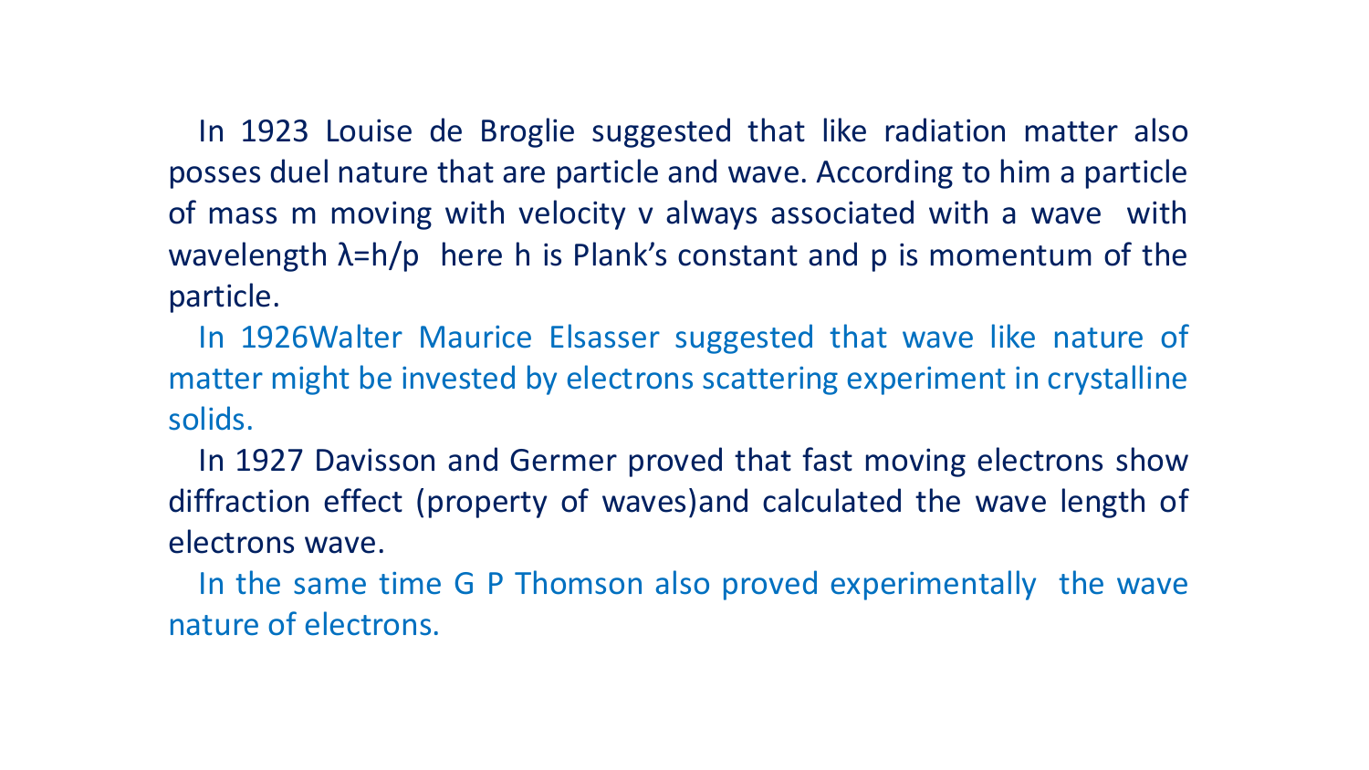In 1923 Louise de Broglie suggested that like radiation matter also posses duel nature that are particle and wave. According to him a particle of mass m moving with velocity v always associated with a wave with wavelength $\lambda = h/p$ here h is Plank's constant and p is momentum of the particle.

In 1926Walter Maurice Elsasser suggested that wave like nature of matter might be invested by electrons scattering experiment in crystalline solids.

In 1927 Davisson and Germer proved that fast moving electrons show diffraction effect (property of waves)and calculated the wave length of electrons wave.

In the same time G P Thomson also proved experimentally the wave nature of electrons.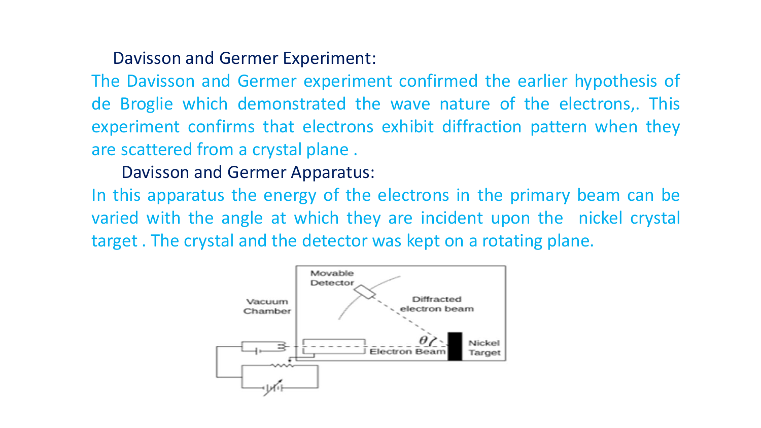## Davisson and Germer Experiment:

The Davisson and Germer experiment confirmed the earlier hypothesis of de Broglie which demonstrated the wave nature of the electrons,. This experiment confirms that electrons exhibit diffraction pattern when they are scattered from a crystal plane .

## Davisson and Germer Apparatus:

In this apparatus the energy of the electrons in the primary beam can be varied with the angle at which they are incident upon the nickel crystal target . The crystal and the detector was kept on a rotating plane.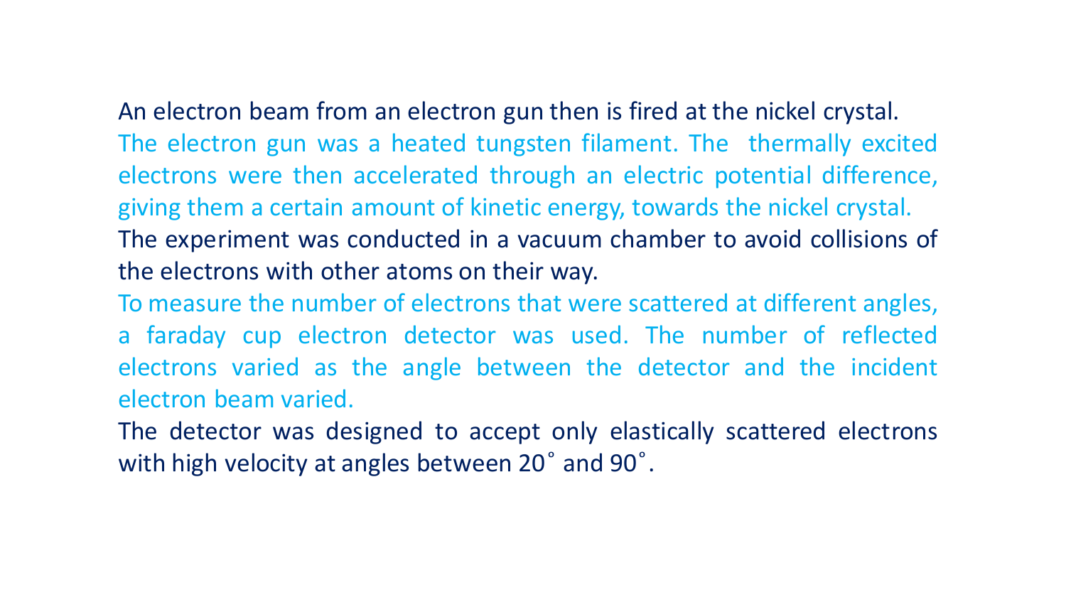An electron beam from an electron gun then is fired at the nickel crystal.

The electron gun was a heated tungsten filament. The thermally excited electrons were then accelerated through an electric potential difference, giving them a certain amount of kinetic energy, towards the nickel crystal.

The experiment was conducted in a vacuum chamber to avoid collisions of the electrons with other atoms on their way.

To measure the number of electrons that were scattered at different angles, a faraday cup electron detector was used. The number of reflected electrons varied as the angle between the detector and the incident electron beam varied.

The detector was designed to accept only elastically scattered electrons with high velocity at angles between $20^\circ$ and $90^\circ$.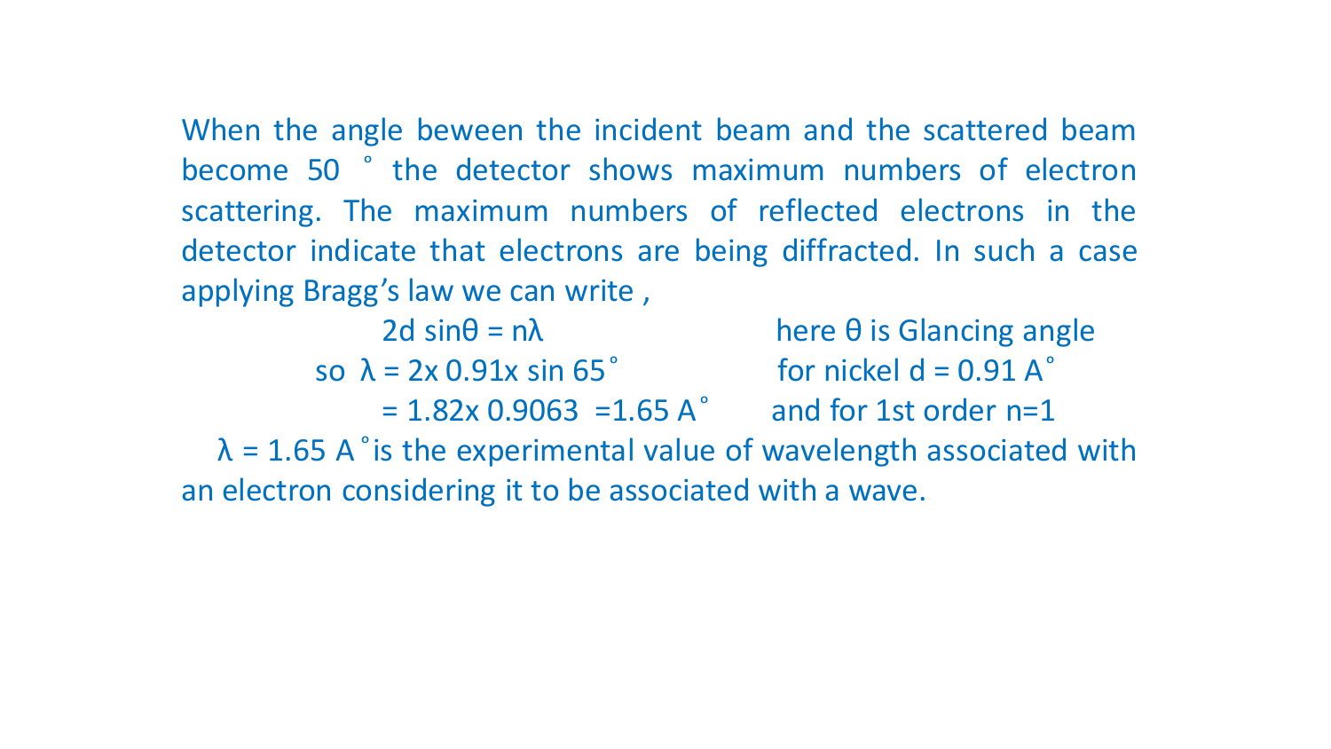When the angle beween the incident beam and the scattered beam become 50 ˚ the detector shows maximum numbers of electron scattering. The maximum numbers of reflected electrons in the detector indicate that electrons are being diffracted. In such a case applying Bragg's law we can write ,

$$2d \sin\theta = n\lambda$$ here $\theta$ is Glancing angle

so $\lambda = 2 \times 0.91 \times \sin 65^\circ$ for nickel $d = 0.91$ A˚

$= 1.82 \times 0.9063 = 1.65$ A˚ and for 1st order $n=1$

$\lambda = 1.65$ A˚ is the experimental value of wavelength associated with an electron considering it to be associated with a wave.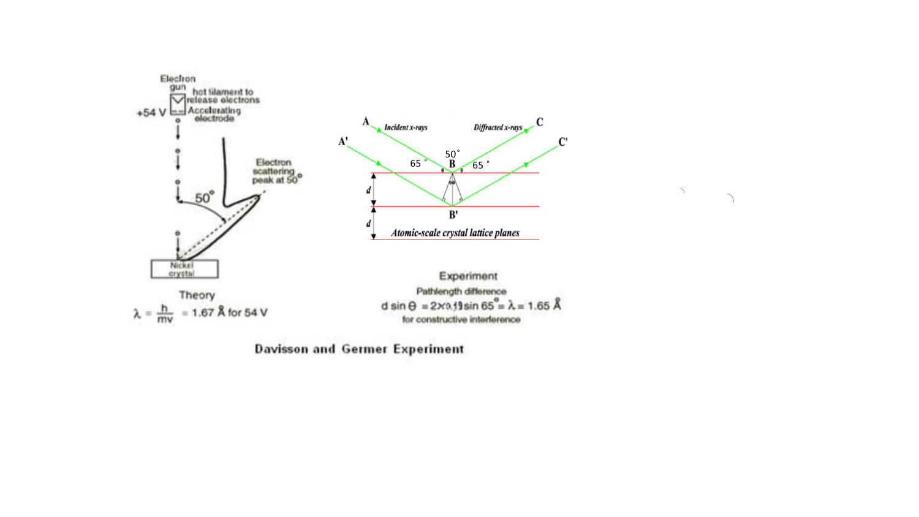Electron gun

hot filament to release electrons

+54 V

Accelerating electrode

$50^\circ$

Electron scattering peak at $50^\circ$

Nickel crystal

Theory

$$\lambda = \frac{h}{mv} = 1.67\ \text{Å for 54 V}$$

A

A'

*Incident x-rays*

*Diffracted x-rays*

C

C'

$50^\circ$

$65^\circ$

B

$65^\circ$

d

d

B'

*Atomic-scale crystal lattice planes*

Experiment

Pathlength difference

$$d \sin\theta = 2 \times 0.91 \sin 65^\circ = \lambda = 1.65\ \text{Å}$$

for constructive interference

**Davisson and Germer Experiment**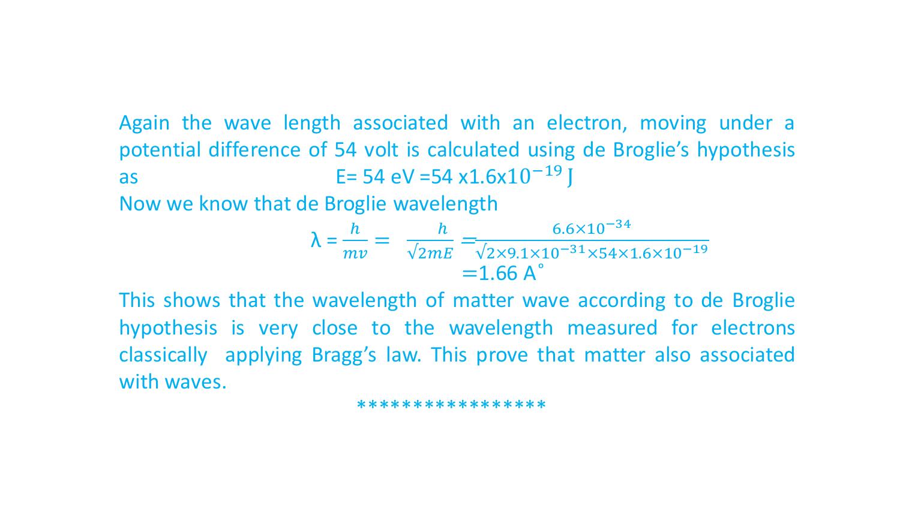Again the wave length associated with an electron, moving under a potential difference of 54 volt is calculated using de Broglie's hypothesis as $E = 54 \text{ eV} = 54 \times 1.6 \times 10^{-19}$ J

Now we know that de Broglie wavelength

$$\lambda = \frac{h}{mv} = \frac{h}{\sqrt{2mE}} = \frac{6.6\times10^{-34}}{\sqrt{2\times9.1\times10^{-31}\times54\times1.6\times10^{-19}}}$$

$$= 1.66 \text{ A}^{\circ}$$

This shows that the wavelength of matter wave according to de Broglie hypothesis is very close to the wavelength measured for electrons classically applying Bragg's law. This prove that matter also associated with waves.

*****************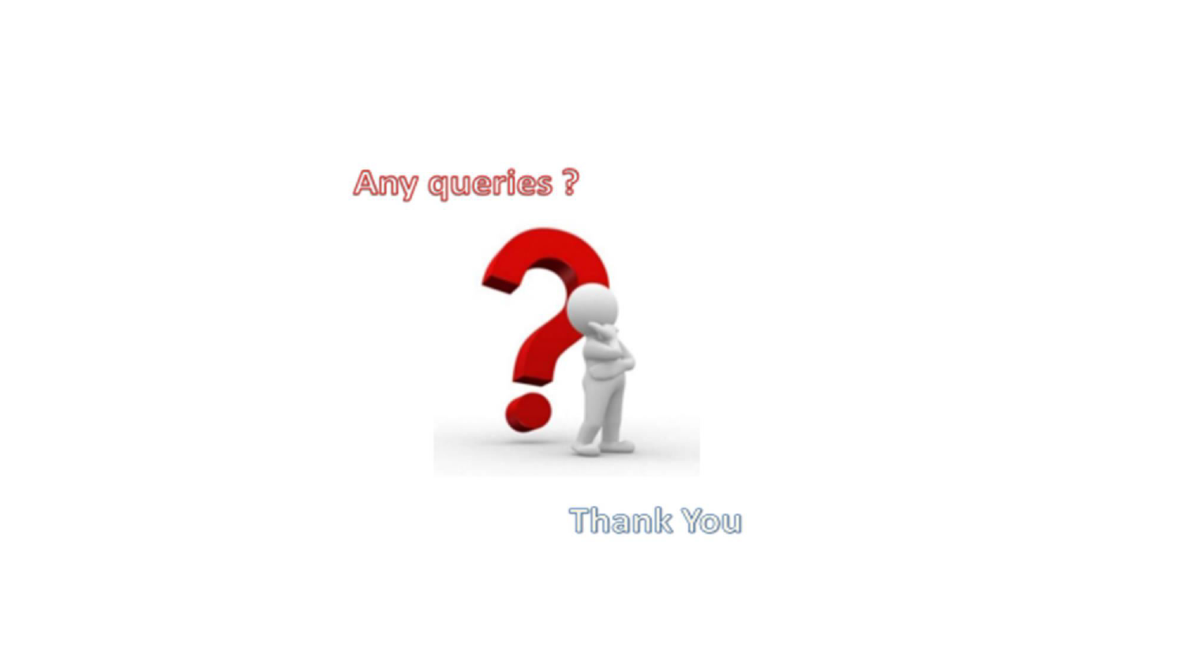Any queries ?

Thank You